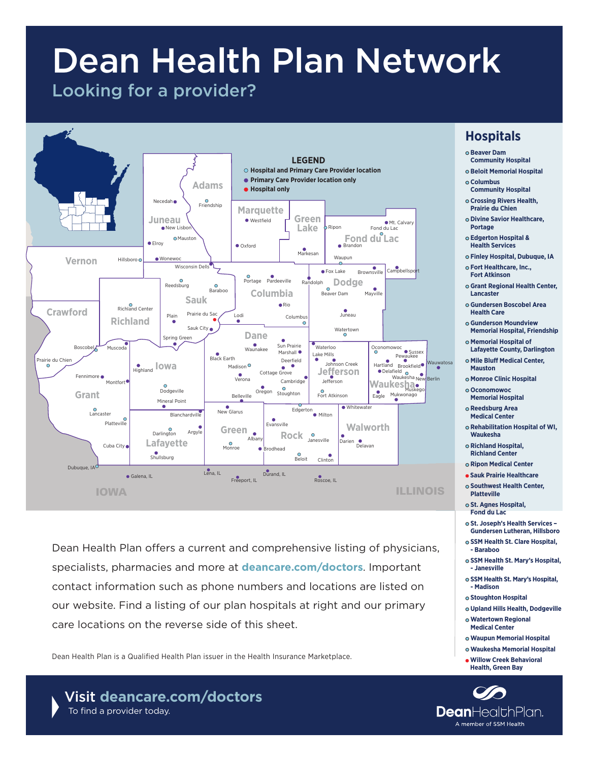# Dean Health Plan Network

## Looking for a provider?

**LEGEND**

- Hospital and Primary Care Provider location
- Primary Care Provider location only
- Hospital only

## Hospitals

- Beaver Dam Community Hospital
- Beloit Memorial Hospital
- Columbus Community Hospital
- Crossing Rivers Health, Prairie du Chien
- Divine Savior Healthcare, Portage
- Edgerton Hospital & Health Services
- Finley Hospital, Dubuque, IA
- Fort Healthcare, Inc., Fort Atkinson
- Grant Regional Health Center, Lancaster
- Gundersen Boscobel Area Health Care
- Gunderson Moundview Memorial Hospital, Friendship
- Memorial Hospital of Lafayette County, Darlington
- Mile Bluff Medical Center, Mauston
- Monroe Clinic Hospital
- Oconomowoc Memorial Hospital
- Reedsburg Area Medical Center
- Rehabilitation Hospital of WI, Waukesha
- Richland Hospital, Richland Center
- Ripon Medical Center
- Sauk Prairie Healthcare
- Southwest Health Center, Platteville
- St. Agnes Hospital, Fond du Lac
- St. Joseph's Health Services – Gundersen Lutheran, Hillsboro
- SSM Health St. Clare Hospital, - Baraboo
- SSM Health St. Mary's Hospital, - Janesville
- SSM Health St. Mary's Hospital, - Madison
- Stoughton Hospital
- Upland Hills Health, Dodgeville
- Watertown Regional Medical Center
- Waupun Memorial Hospital
- Waukesha Memorial Hospital
- Willow Creek Behavioral Health, Green Bay

Dean Health Plan offers a current and comprehensive listing of physicians, specialists, pharmacies and more at **deancare.com/doctors**. Important contact information such as phone numbers and locations are listed on our website. Find a listing of our plan hospitals at right and our primary care locations on the reverse side of this sheet.

Dean Health Plan is a Qualified Health Plan issuer in the Health Insurance Marketplace.

**Visit deancare.com/doctors**
To find a provider today.

DeanHealthPlan.
A member of SSM Health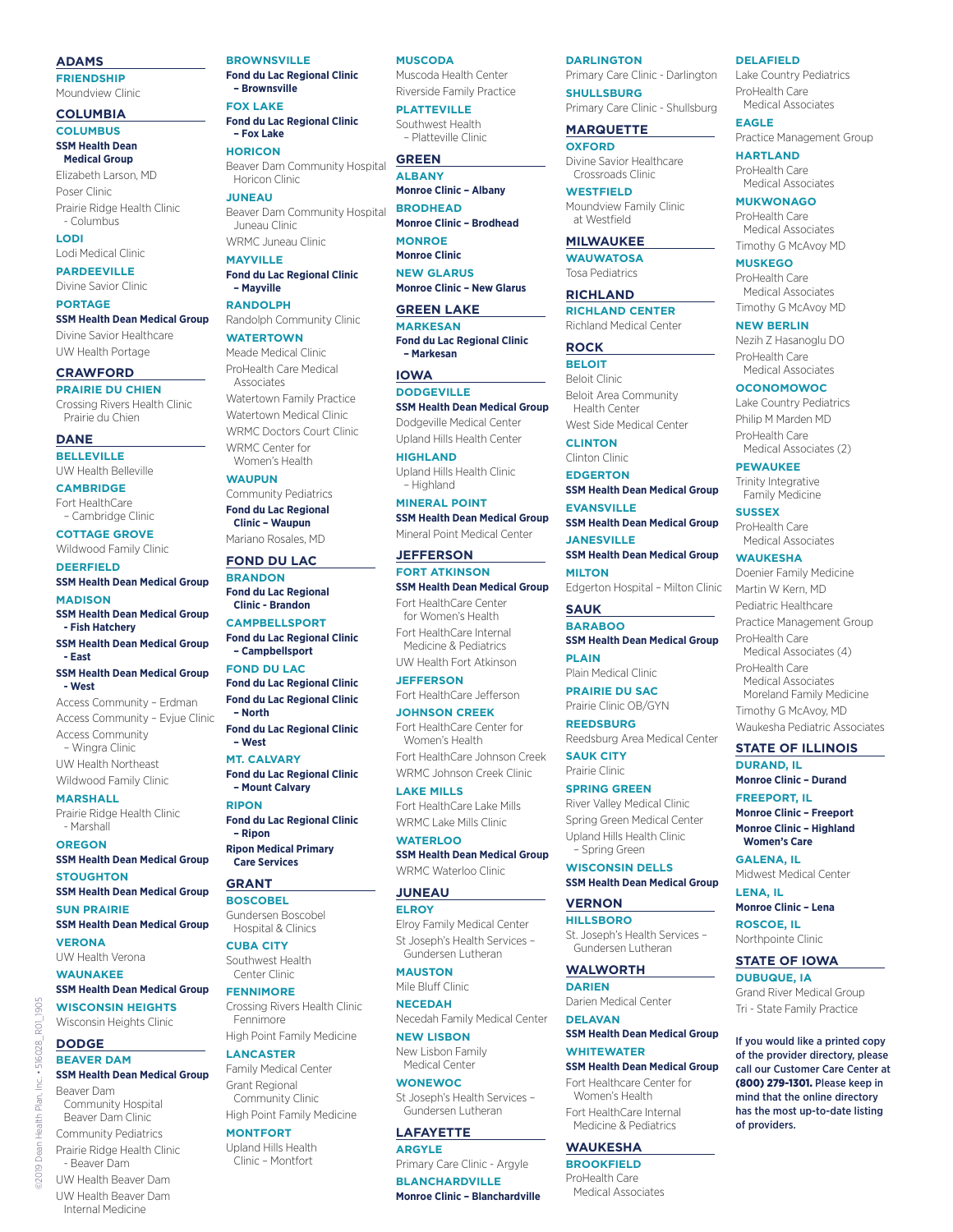## ADAMS

### FRIENDSHIP
Moundview Clinic

## COLUMBIA

### COLUMBUS
**SSM Health Dean Medical Group**
Elizabeth Larson, MD
Poser Clinic
Prairie Ridge Health Clinic - Columbus

### LODI
Lodi Medical Clinic

### PARDEEVILLE
Divine Savior Clinic

### PORTAGE
**SSM Health Dean Medical Group**
Divine Savior Healthcare
UW Health Portage

## CRAWFORD

### PRAIRIE DU CHIEN
Crossing Rivers Health Clinic Prairie du Chien

## DANE

### BELLEVILLE
UW Health Belleville

### CAMBRIDGE
Fort HealthCare – Cambridge Clinic

### COTTAGE GROVE
Wildwood Family Clinic

### DEERFIELD
**SSM Health Dean Medical Group**

### MADISON
**SSM Health Dean Medical Group - Fish Hatchery**
**SSM Health Dean Medical Group - East**
**SSM Health Dean Medical Group - West**
Access Community – Erdman
Access Community – Evjue Clinic
Access Community – Wingra Clinic
UW Health Northeast
Wildwood Family Clinic

### MARSHALL
Prairie Ridge Health Clinic - Marshall

### OREGON
**SSM Health Dean Medical Group**

### STOUGHTON
**SSM Health Dean Medical Group**

### SUN PRAIRIE
**SSM Health Dean Medical Group**

### VERONA
UW Health Verona

### WAUNAKEE
**SSM Health Dean Medical Group**

### WISCONSIN HEIGHTS
Wisconsin Heights Clinic

## DODGE

### BEAVER DAM
**SSM Health Dean Medical Group**
Beaver Dam Community Hospital Beaver Dam Clinic
Community Pediatrics
Prairie Ridge Health Clinic - Beaver Dam
UW Health Beaver Dam
UW Health Beaver Dam Internal Medicine

### BROWNSVILLE
**Fond du Lac Regional Clinic – Brownsville**

### FOX LAKE
**Fond du Lac Regional Clinic – Fox Lake**

### HORICON
Beaver Dam Community Hospital Horicon Clinic

### JUNEAU
Beaver Dam Community Hospital Juneau Clinic
WRMC Juneau Clinic

### MAYVILLE
**Fond du Lac Regional Clinic – Mayville**

### RANDOLPH
Randolph Community Clinic

### WATERTOWN
Meade Medical Clinic
ProHealth Care Medical Associates
Watertown Family Practice
Watertown Medical Clinic
WRMC Doctors Court Clinic
WRMC Center for Women's Health

### WAUPUN
Community Pediatrics
**Fond du Lac Regional Clinic – Waupun**
Mariano Rosales, MD

## FOND DU LAC

### BRANDON
**Fond du Lac Regional Clinic - Brandon**

### CAMPBELLSPORT
**Fond du Lac Regional Clinic – Campbellsport**

### FOND DU LAC
**Fond du Lac Regional Clinic**
**Fond du Lac Regional Clinic – North**
**Fond du Lac Regional Clinic – West**

### MT. CALVARY
**Fond du Lac Regional Clinic – Mount Calvary**

### RIPON
**Fond du Lac Regional Clinic – Ripon**
**Ripon Medical Primary Care Services**

## GRANT

### BOSCOBEL
Gundersen Boscobel Hospital & Clinics

### CUBA CITY
Southwest Health Center Clinic

### FENNIMORE
Crossing Rivers Health Clinic Fennimore
High Point Family Medicine

### LANCASTER
Family Medical Center
Grant Regional Community Clinic
High Point Family Medicine

### MONTFORT
Upland Hills Health Clinic – Montfort

### MUSCODA
Muscoda Health Center
Riverside Family Practice

### PLATTEVILLE
Southwest Health – Platteville Clinic

## GREEN

### ALBANY
**Monroe Clinic – Albany**

### BRODHEAD
**Monroe Clinic – Brodhead**

### MONROE
**Monroe Clinic**

### NEW GLARUS
**Monroe Clinic – New Glarus**

## GREEN LAKE

### MARKESAN
**Fond du Lac Regional Clinic – Markesan**

## IOWA

### DODGEVILLE
**SSM Health Dean Medical Group**
Dodgeville Medical Center
Upland Hills Health Center

### HIGHLAND
Upland Hills Health Clinic – Highland

### MINERAL POINT
**SSM Health Dean Medical Group**
Mineral Point Medical Center

## JEFFERSON

### FORT ATKINSON
**SSM Health Dean Medical Group**
Fort HealthCare Center for Women's Health
Fort HealthCare Internal Medicine & Pediatrics
UW Health Fort Atkinson

### JEFFERSON
Fort HealthCare Jefferson

### JOHNSON CREEK
Fort HealthCare Center for Women's Health
Fort HealthCare Johnson Creek
WRMC Johnson Creek Clinic

### LAKE MILLS
Fort HealthCare Lake Mills
WRMC Lake Mills Clinic

### WATERLOO
**SSM Health Dean Medical Group**
WRMC Waterloo Clinic

## JUNEAU

### ELROY
Elroy Family Medical Center
St Joseph's Health Services – Gundersen Lutheran

### MAUSTON
Mile Bluff Clinic

### NECEDAH
Necedah Family Medical Center

### NEW LISBON
New Lisbon Family Medical Center

### WONEWOC
St Joseph's Health Services – Gundersen Lutheran

## LAFAYETTE

### ARGYLE
Primary Care Clinic - Argyle

### BLANCHARDVILLE
**Monroe Clinic – Blanchardville**

### DARLINGTON
Primary Care Clinic - Darlington

### SHULLSBURG
Primary Care Clinic - Shullsburg

## MARQUETTE

### OXFORD
Divine Savior Healthcare Crossroads Clinic

### WESTFIELD
Moundview Family Clinic at Westfield

## MILWAUKEE

### WAUWATOSA
Tosa Pediatrics

## RICHLAND

### RICHLAND CENTER
Richland Medical Center

## ROCK

### BELOIT
Beloit Clinic
Beloit Area Community Health Center
West Side Medical Center

### CLINTON
Clinton Clinic

### EDGERTON
**SSM Health Dean Medical Group**

### EVANSVILLE
**SSM Health Dean Medical Group**

### JANESVILLE
**SSM Health Dean Medical Group**

### MILTON
Edgerton Hospital – Milton Clinic

## SAUK

### BARABOO
**SSM Health Dean Medical Group**

### PLAIN
Plain Medical Clinic

### PRAIRIE DU SAC
Prairie Clinic OB/GYN

### REEDSBURG
Reedsburg Area Medical Center

### SAUK CITY
Prairie Clinic

### SPRING GREEN
River Valley Medical Clinic
Spring Green Medical Center
Upland Hills Health Clinic – Spring Green

### WISCONSIN DELLS
**SSM Health Dean Medical Group**

## VERNON

### HILLSBORO
St. Joseph's Health Services – Gundersen Lutheran

## WALWORTH

### DARIEN
Darien Medical Center

### DELAVAN
**SSM Health Dean Medical Group**

### WHITEWATER
**SSM Health Dean Medical Group**
Fort Healthcare Center for Women's Health
Fort HealthCare Internal Medicine & Pediatrics

## WAUKESHA

### BROOKFIELD
ProHealth Care Medical Associates

### DELAFIELD
Lake Country Pediatrics
ProHealth Care Medical Associates

### EAGLE
Practice Management Group

### HARTLAND
ProHealth Care Medical Associates

### MUKWONAGO
ProHealth Care Medical Associates
Timothy G McAvoy MD

### MUSKEGO
ProHealth Care Medical Associates
Timothy G McAvoy MD

### NEW BERLIN
Nezih Z Hasanoglu DO
ProHealth Care Medical Associates

### OCONOMOWOC
Lake Country Pediatrics
Philip M Marden MD
ProHealth Care Medical Associates (2)

### PEWAUKEE
Trinity Integrative Family Medicine

### SUSSEX
ProHealth Care Medical Associates

### WAUKESHA
Doenier Family Medicine
Martin W Kern, MD
Pediatric Healthcare
Practice Management Group
ProHealth Care Medical Associates (4)
ProHealth Care Medical Associates Moreland Family Medicine
Timothy G McAvoy, MD
Waukesha Pediatric Associates

## STATE OF ILLINOIS

### DURAND, IL
**Monroe Clinic – Durand**

### FREEPORT, IL
**Monroe Clinic – Freeport**
**Monroe Clinic – Highland Women's Care**

### GALENA, IL
Midwest Medical Center

### LENA, IL
**Monroe Clinic – Lena**

### ROSCOE, IL
Northpointe Clinic

## STATE OF IOWA

### DUBUQUE, IA
Grand River Medical Group
Tri - State Family Practice

**If you would like a printed copy of the provider directory, please call our Customer Care Center at (800) 279-1301. Please keep in mind that the online directory has the most up-to-date listing of providers.**

©2019 Dean Health Plan, Inc. • 516028_R01_1905